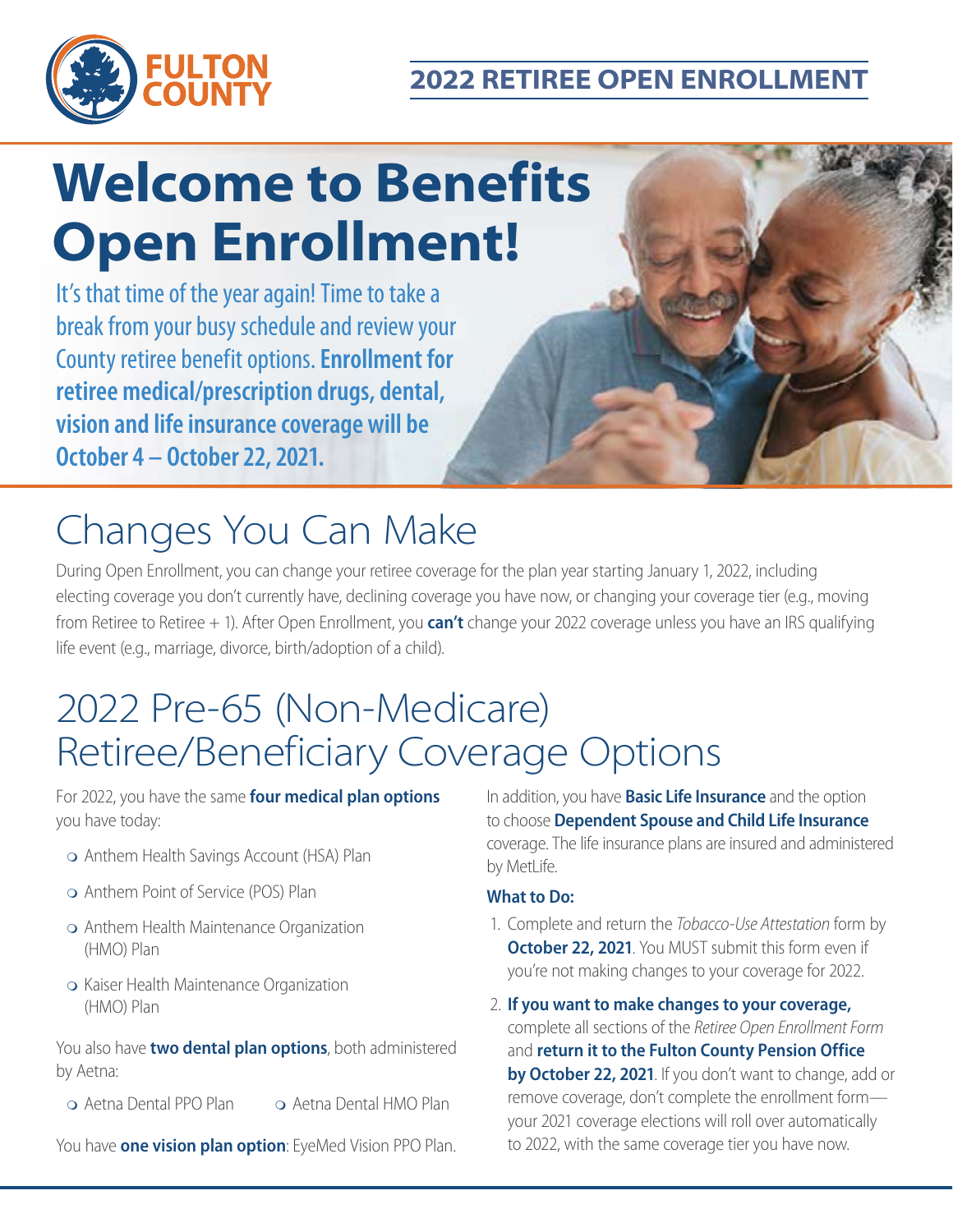FULTON COUNTY

## 2022 RETIREE OPEN ENROLLMENT

# Welcome to Benefits Open Enrollment!

It's that time of the year again! Time to take a break from your busy schedule and review your County retiree benefit options. **Enrollment for retiree medical/prescription drugs, dental, vision and life insurance coverage will be October 4 – October 22, 2021.**

# Changes You Can Make

During Open Enrollment, you can change your retiree coverage for the plan year starting January 1, 2022, including electing coverage you don't currently have, declining coverage you have now, or changing your coverage tier (e.g., moving from Retiree to Retiree + 1). After Open Enrollment, you **can't** change your 2022 coverage unless you have an IRS qualifying life event (e.g., marriage, divorce, birth/adoption of a child).

# 2022 Pre-65 (Non-Medicare) Retiree/Beneficiary Coverage Options

For 2022, you have the same **four medical plan options** you have today:

- Anthem Health Savings Account (HSA) Plan
- Anthem Point of Service (POS) Plan
- Anthem Health Maintenance Organization (HMO) Plan
- Kaiser Health Maintenance Organization (HMO) Plan

You also have **two dental plan options**, both administered by Aetna:

- Aetna Dental PPO Plan
- Aetna Dental HMO Plan

You have **one vision plan option**: EyeMed Vision PPO Plan.

In addition, you have **Basic Life Insurance** and the option to choose **Dependent Spouse and Child Life Insurance** coverage. The life insurance plans are insured and administered by MetLife.

### What to Do:

1. Complete and return the *Tobacco-Use Attestation* form by **October 22, 2021**. You MUST submit this form even if you're not making changes to your coverage for 2022.
2. **If you want to make changes to your coverage,** complete all sections of the *Retiree Open Enrollment Form* and **return it to the Fulton County Pension Office by October 22, 2021**. If you don't want to change, add or remove coverage, don't complete the enrollment form—your 2021 coverage elections will roll over automatically to 2022, with the same coverage tier you have now.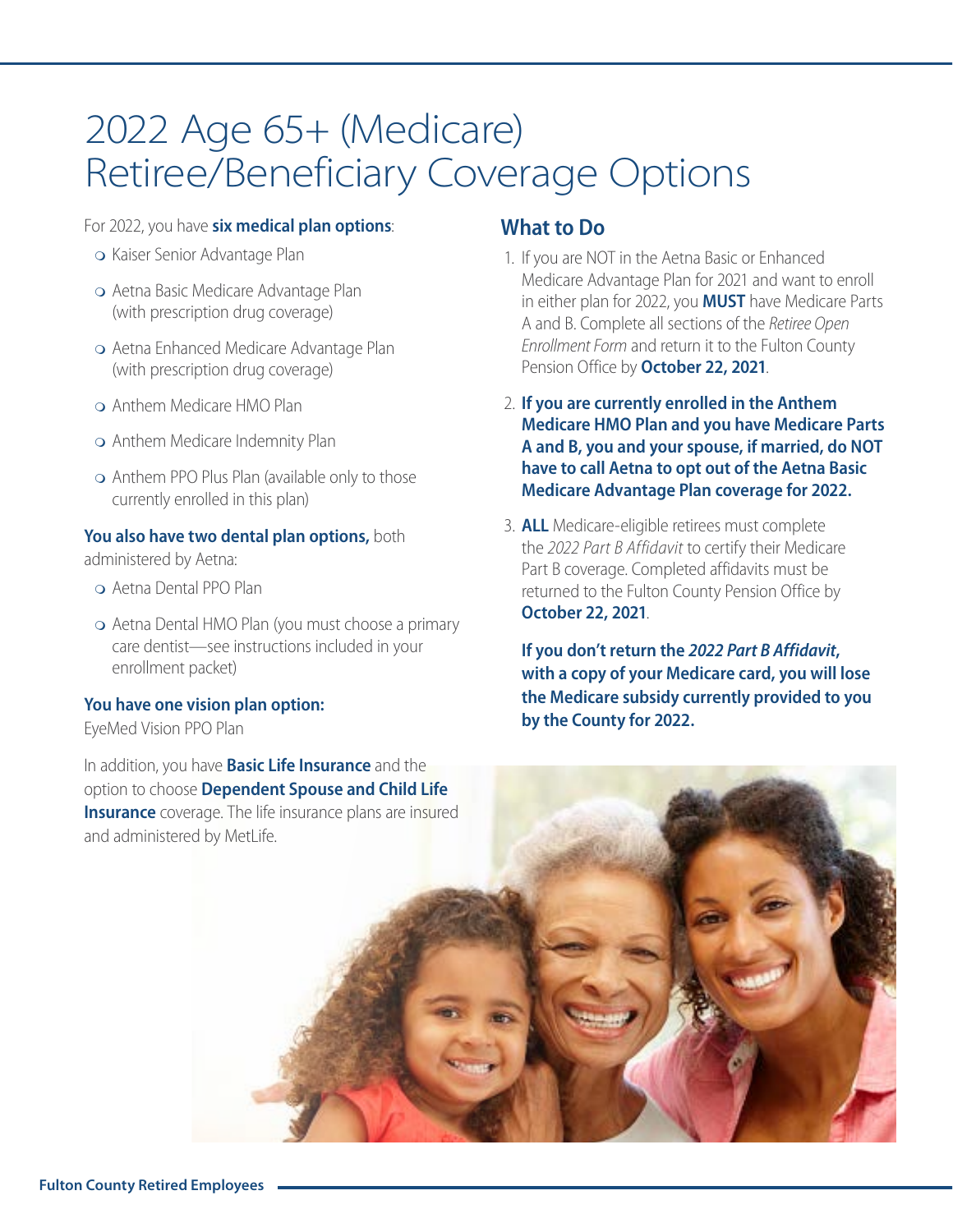# 2022 Age 65+ (Medicare) Retiree/Beneficiary Coverage Options

For 2022, you have **six medical plan options**:

- Kaiser Senior Advantage Plan
- Aetna Basic Medicare Advantage Plan (with prescription drug coverage)
- Aetna Enhanced Medicare Advantage Plan (with prescription drug coverage)
- Anthem Medicare HMO Plan
- Anthem Medicare Indemnity Plan
- Anthem PPO Plus Plan (available only to those currently enrolled in this plan)

**You also have two dental plan options,** both administered by Aetna:

- Aetna Dental PPO Plan
- Aetna Dental HMO Plan (you must choose a primary care dentist—see instructions included in your enrollment packet)

**You have one vision plan option:**
EyeMed Vision PPO Plan

In addition, you have **Basic Life Insurance** and the option to choose **Dependent Spouse and Child Life Insurance** coverage. The life insurance plans are insured and administered by MetLife.

## What to Do

1. If you are NOT in the Aetna Basic or Enhanced Medicare Advantage Plan for 2021 and want to enroll in either plan for 2022, you **MUST** have Medicare Parts A and B. Complete all sections of the *Retiree Open Enrollment Form* and return it to the Fulton County Pension Office by **October 22, 2021**.
2. **If you are currently enrolled in the Anthem Medicare HMO Plan and you have Medicare Parts A and B, you and your spouse, if married, do NOT have to call Aetna to opt out of the Aetna Basic Medicare Advantage Plan coverage for 2022.**
3. **ALL** Medicare-eligible retirees must complete the *2022 Part B Affidavit* to certify their Medicare Part B coverage. Completed affidavits must be returned to the Fulton County Pension Office by **October 22, 2021**.

   **If you don't return the *2022 Part B Affidavit*, with a copy of your Medicare card, you will lose the Medicare subsidy currently provided to you by the County for 2022.**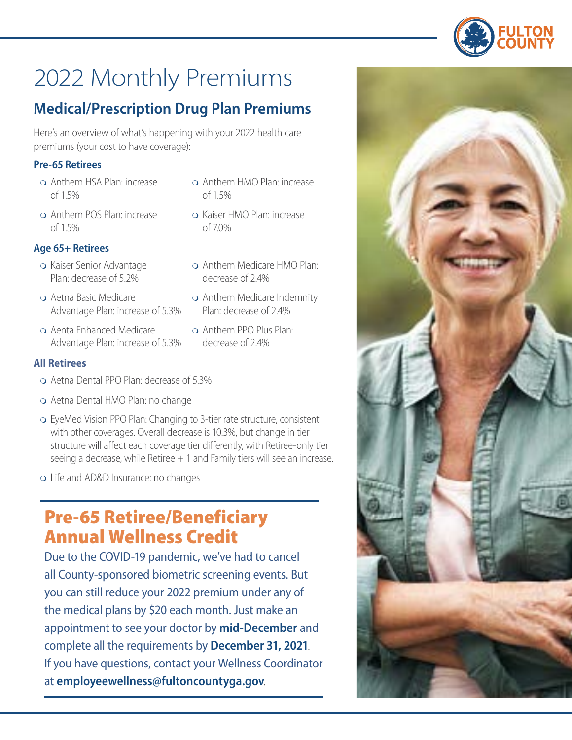# 2022 Monthly Premiums

## Medical/Prescription Drug Plan Premiums

Here's an overview of what's happening with your 2022 health care premiums (your cost to have coverage):

### Pre-65 Retirees

- Anthem HSA Plan: increase of 1.5%
- Anthem POS Plan: increase of 1.5%
- Anthem HMO Plan: increase of 1.5%
- Kaiser HMO Plan: increase of 7.0%

### Age 65+ Retirees

- Kaiser Senior Advantage Plan: decrease of 5.2%
- Aetna Basic Medicare Advantage Plan: increase of 5.3%
- Aenta Enhanced Medicare Advantage Plan: increase of 5.3%
- Anthem Medicare HMO Plan: decrease of 2.4%
- Anthem Medicare Indemnity Plan: decrease of 2.4%
- Anthem PPO Plus Plan: decrease of 2.4%

### All Retirees

- Aetna Dental PPO Plan: decrease of 5.3%
- Aetna Dental HMO Plan: no change
- EyeMed Vision PPO Plan: Changing to 3-tier rate structure, consistent with other coverages. Overall decrease is 10.3%, but change in tier structure will affect each coverage tier differently, with Retiree-only tier seeing a decrease, while Retiree + 1 and Family tiers will see an increase.
- Life and AD&D Insurance: no changes

## Pre-65 Retiree/Beneficiary Annual Wellness Credit

Due to the COVID-19 pandemic, we've had to cancel all County-sponsored biometric screening events. But you can still reduce your 2022 premium under any of the medical plans by $20 each month. Just make an appointment to see your doctor by **mid-December** and complete all the requirements by **December 31, 2021**. If you have questions, contact your Wellness Coordinator at **employeewellness@fultoncountyga.gov**.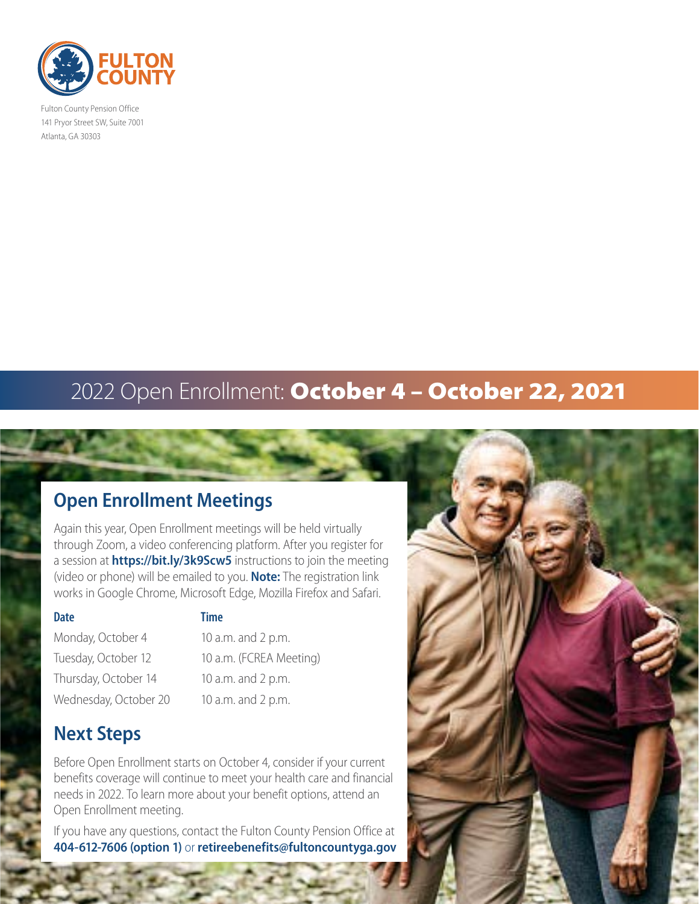FULTON COUNTY

Fulton County Pension Office
141 Pryor Street SW, Suite 7001
Atlanta, GA 30303

# 2022 Open Enrollment: **October 4 – October 22, 2021**

## Open Enrollment Meetings

Again this year, Open Enrollment meetings will be held virtually through Zoom, a video conferencing platform. After you register for a session at **https://bit.ly/3k9Scw5** instructions to join the meeting (video or phone) will be emailed to you. **Note:** The registration link works in Google Chrome, Microsoft Edge, Mozilla Firefox and Safari.

| Date | Time |
|---|---|
| Monday, October 4 | 10 a.m. and 2 p.m. |
| Tuesday, October 12 | 10 a.m. (FCREA Meeting) |
| Thursday, October 14 | 10 a.m. and 2 p.m. |
| Wednesday, October 20 | 10 a.m. and 2 p.m. |

## Next Steps

Before Open Enrollment starts on October 4, consider if your current benefits coverage will continue to meet your health care and financial needs in 2022. To learn more about your benefit options, attend an Open Enrollment meeting.

If you have any questions, contact the Fulton County Pension Office at **404-612-7606 (option 1)** or **retireebenefits@fultoncountyga.gov**